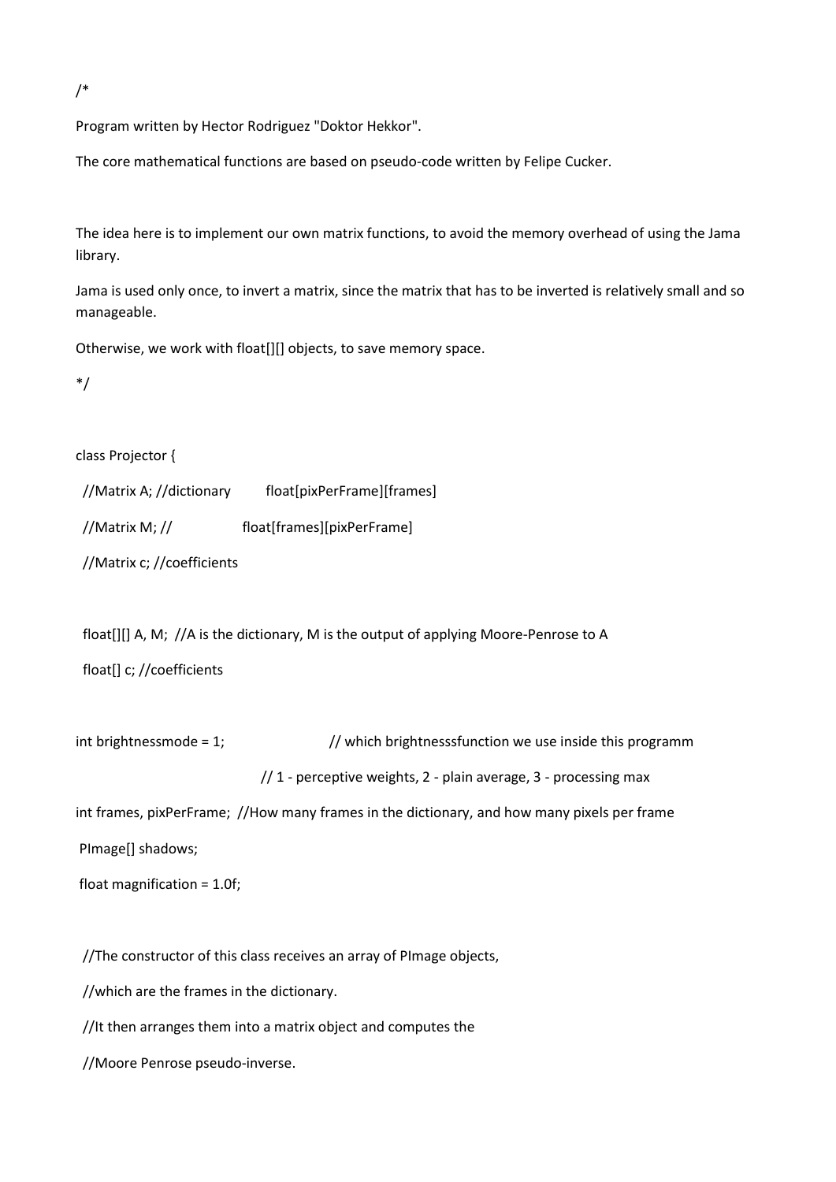```
/*

Program written by Hector Rodriguez "Doktor Hekkor".

The core mathematical functions are based on pseudo-code written by Felipe Cucker.


The idea here is to implement our own matrix functions, to avoid the memory overhead of using the Jama library.

Jama is used only once, to invert a matrix, since the matrix that has to be inverted is relatively small and so manageable.

Otherwise, we work with float[][] objects, to save memory space.

*/


class Projector {

  //Matrix A; //dictionary         float[pixPerFrame][frames]

  //Matrix M; //                   float[frames][pixPerFrame]

  //Matrix c; //coefficients


  float[][] A, M;  //A is the dictionary, M is the output of applying Moore-Penrose to A

  float[] c; //coefficients


int brightnessmode = 1;                        // which brightnesssfunction we use inside this programm

                                   // 1 - perceptive weights, 2 - plain average, 3 - processing max

int frames, pixPerFrame;  //How many frames in the dictionary, and how many pixels per frame

 PImage[] shadows;

 float magnification = 1.0f;


  //The constructor of this class receives an array of PImage objects,

  //which are the frames in the dictionary.

  //It then arranges them into a matrix object and computes the

  //Moore Penrose pseudo-inverse.
```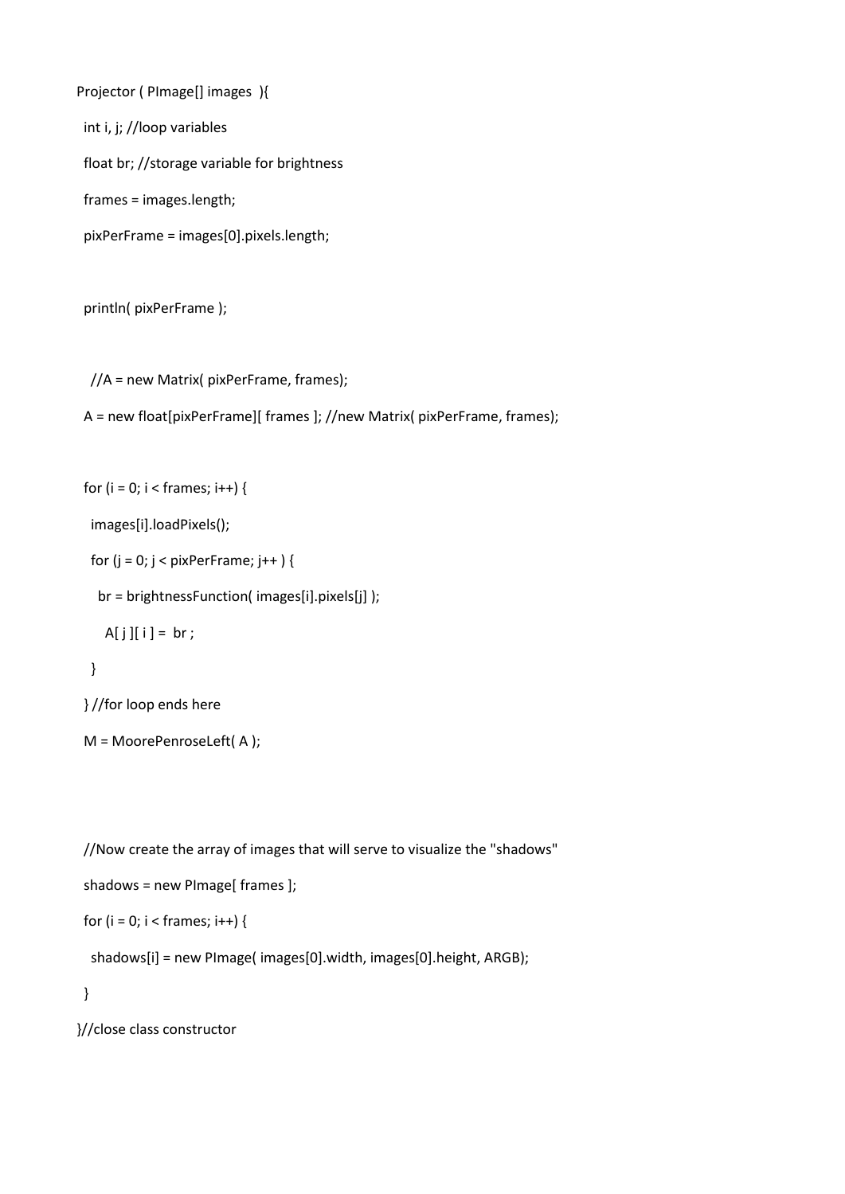```
Projector ( PImage[] images  ){
  int i, j; //loop variables
  float br; //storage variable for brightness
  frames = images.length;
  pixPerFrame = images[0].pixels.length;

  println( pixPerFrame );

   //A = new Matrix( pixPerFrame, frames);
  A = new float[pixPerFrame][ frames ]; //new Matrix( pixPerFrame, frames);

  for (i = 0; i < frames; i++) {
    images[i].loadPixels();
    for (j = 0; j < pixPerFrame; j++ ) {
      br = brightnessFunction( images[i].pixels[j] );
        A[ j ][ i ] =  br ;
    }
  } //for loop ends here
  M = MoorePenroseLeft( A );



  //Now create the array of images that will serve to visualize the "shadows"
  shadows = new PImage[ frames ];
  for (i = 0; i < frames; i++) {
    shadows[i] = new PImage( images[0].width, images[0].height, ARGB);
  }
}//close class constructor
```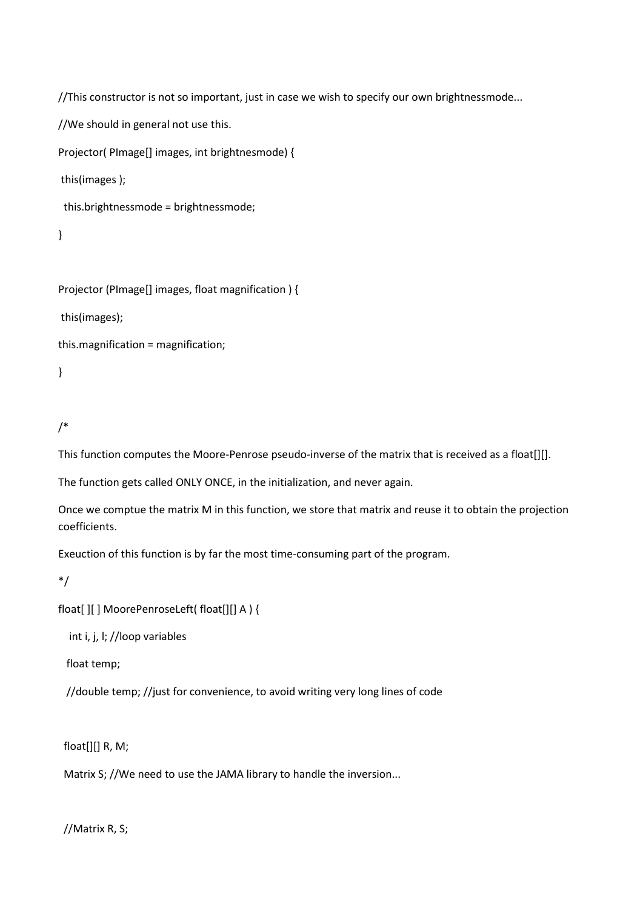```
//This constructor is not so important, just in case we wish to specify our own brightnessmode...

//We should in general not use this.

Projector( PImage[] images, int brightnesmode) {

 this(images );

  this.brightnessmode = brightnessmode;

}


Projector (PImage[] images, float magnification ) {

 this(images);

this.magnification = magnification;

}


/*

This function computes the Moore-Penrose pseudo-inverse of the matrix that is received as a float[][].

The function gets called ONLY ONCE, in the initialization, and never again.

Once we comptue the matrix M in this function, we store that matrix and reuse it to obtain the projection coefficients.

Exeuction of this function is by far the most time-consuming part of the program.

*/

float[ ][ ] MoorePenroseLeft( float[][] A ) {

   int i, j, l; //loop variables

  float temp;

  //double temp; //just for convenience, to avoid writing very long lines of code


  float[][] R, M;

  Matrix S; //We need to use the JAMA library to handle the inversion...


  //Matrix R, S;
```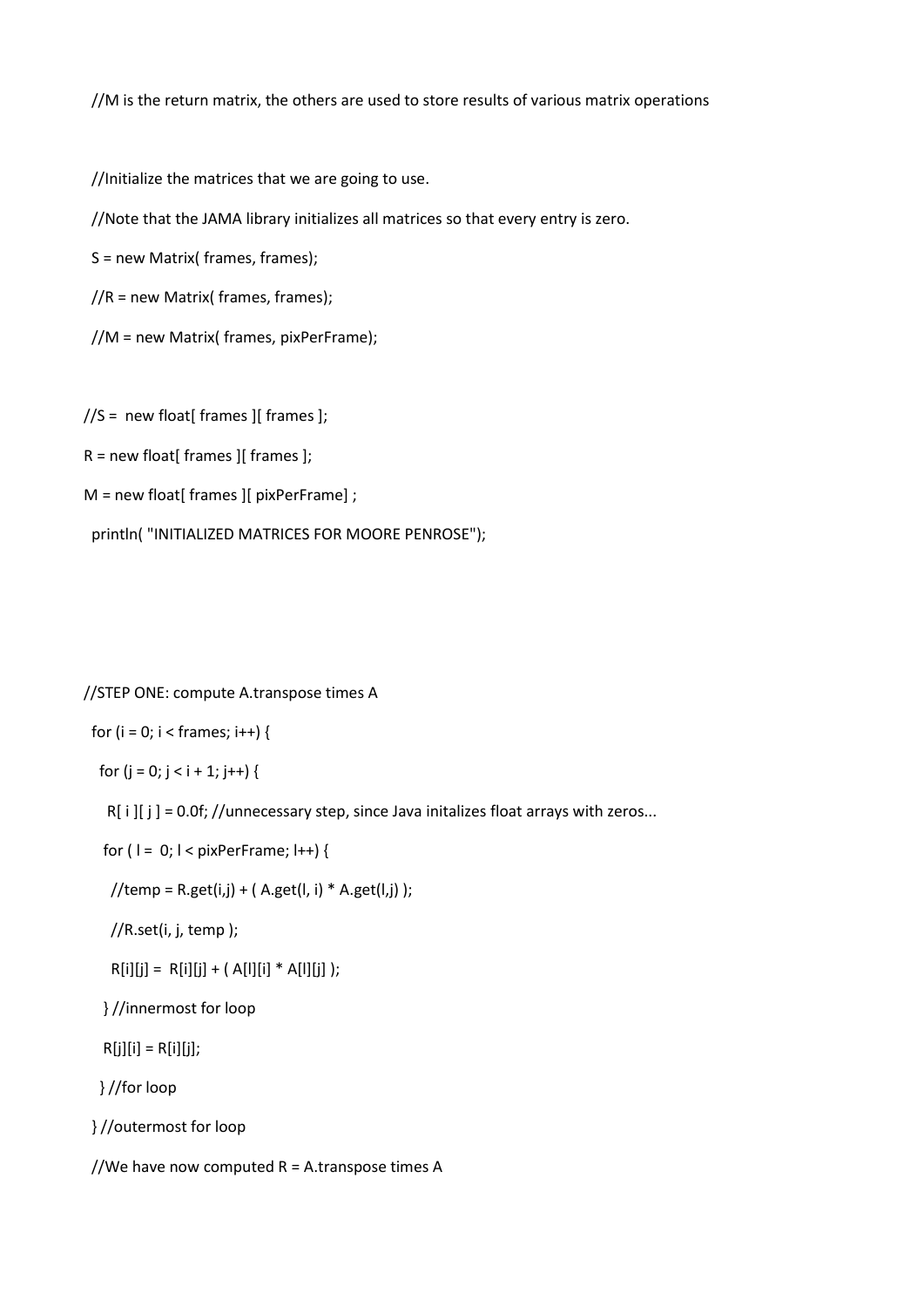```
  //M is the return matrix, the others are used to store results of various matrix operations


  //Initialize the matrices that we are going to use.

  //Note that the JAMA library initializes all matrices so that every entry is zero.

  S = new Matrix( frames, frames);

  //R = new Matrix( frames, frames);

  //M = new Matrix( frames, pixPerFrame);


//S =  new float[ frames ][ frames ];

R = new float[ frames ][ frames ];

M = new float[ frames ][ pixPerFrame] ;

  println( "INITIALIZED MATRICES FOR MOORE PENROSE");




//STEP ONE: compute A.transpose times A

  for (i = 0; i < frames; i++) {

   for (j = 0; j < i + 1; j++) {

     R[ i ][ j ] = 0.0f; //unnecessary step, since Java initalizes float arrays with zeros...

    for ( l =  0; l < pixPerFrame; l++) {

      //temp = R.get(i,j) + ( A.get(l, i) * A.get(l,j) );

      //R.set(i, j, temp );

      R[i][j] =  R[i][j] + ( A[l][i] * A[l][j] );

    } //innermost for loop

    R[j][i] = R[i][j];

   } //for loop

  } //outermost for loop

  //We have now computed R = A.transpose times A
```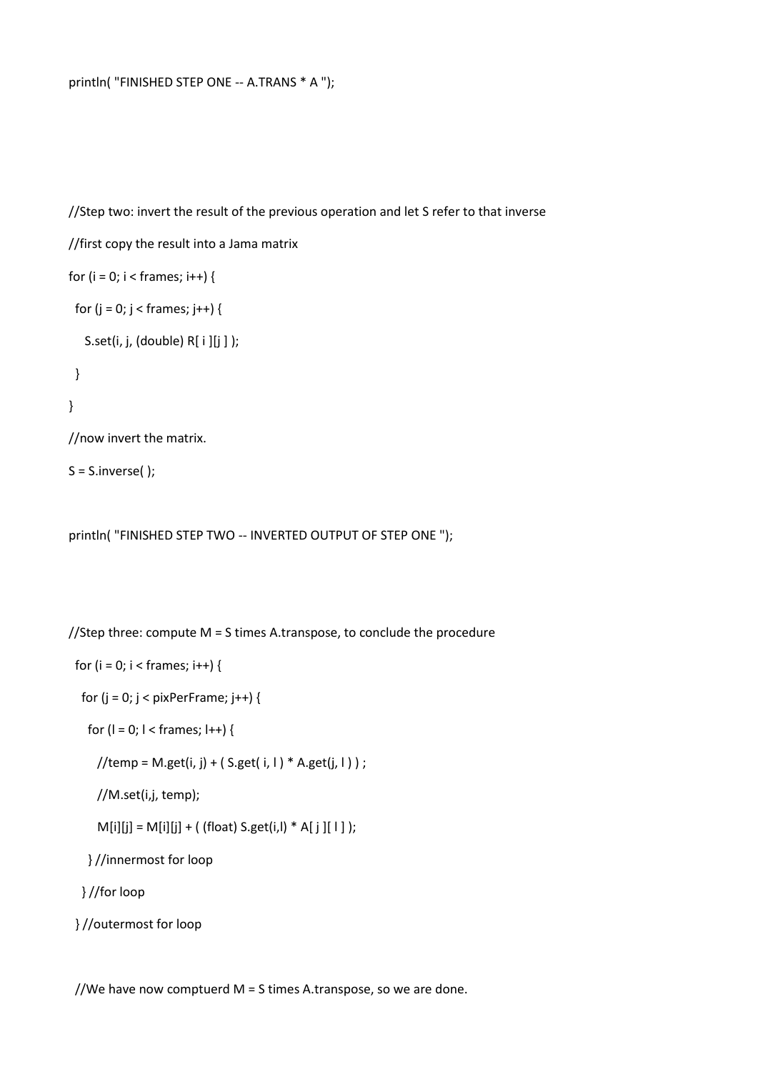```
println( "FINISHED STEP ONE -- A.TRANS * A ");



//Step two: invert the result of the previous operation and let S refer to that inverse
//first copy the result into a Jama matrix
for (i = 0; i < frames; i++) {
  for (j = 0; j < frames; j++) {
    S.set(i, j, (double) R[ i ][j ] );
  }
}
//now invert the matrix.
S = S.inverse( );

println( "FINISHED STEP TWO -- INVERTED OUTPUT OF STEP ONE ");



//Step three: compute M = S times A.transpose, to conclude the procedure
  for (i = 0; i < frames; i++) {
    for (j = 0; j < pixPerFrame; j++) {
      for (l = 0; l < frames; l++) {
        //temp = M.get(i, j) + ( S.get( i, l ) * A.get(j, l ) ) ;
        //M.set(i,j, temp);
        M[i][j] = M[i][j] + ( (float) S.get(i,l) * A[ j ][ l ] );
      } //innermost for loop
    } //for loop
  } //outermost for loop

  //We have now comptuerd M = S times A.transpose, so we are done.
```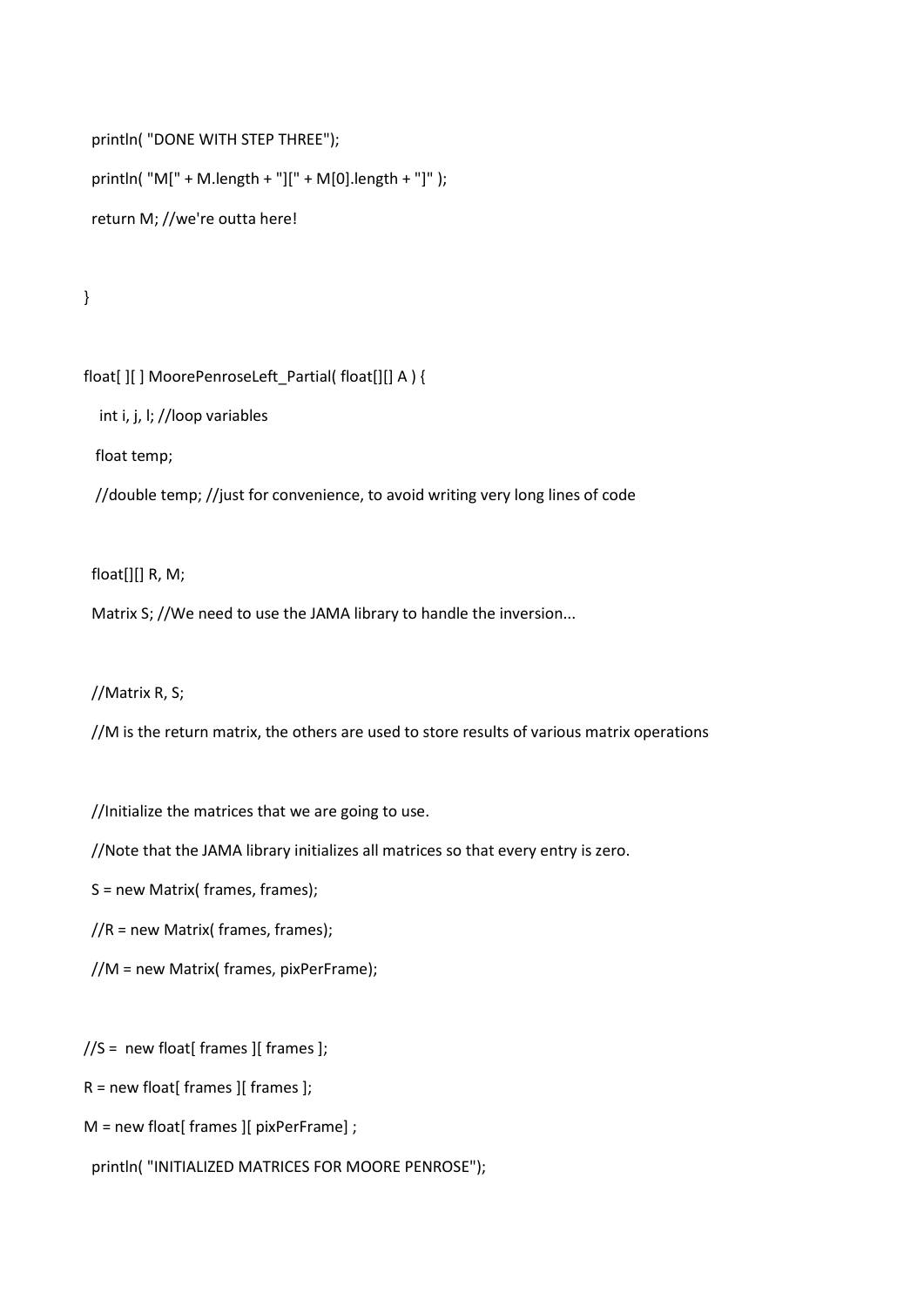```
  println( "DONE WITH STEP THREE");

  println( "M[" + M.length + "][" + M[0].length + "]" );

  return M; //we're outta here!


}


float[ ][ ] MoorePenroseLeft_Partial( float[][] A ) {

   int i, j, l; //loop variables

   float temp;

   //double temp; //just for convenience, to avoid writing very long lines of code


  float[][] R, M;

  Matrix S; //We need to use the JAMA library to handle the inversion...


  //Matrix R, S;

  //M is the return matrix, the others are used to store results of various matrix operations


  //Initialize the matrices that we are going to use.

  //Note that the JAMA library initializes all matrices so that every entry is zero.

  S = new Matrix( frames, frames);

  //R = new Matrix( frames, frames);

  //M = new Matrix( frames, pixPerFrame);


//S =  new float[ frames ][ frames ];

R = new float[ frames ][ frames ];

M = new float[ frames ][ pixPerFrame] ;

  println( "INITIALIZED MATRICES FOR MOORE PENROSE");
```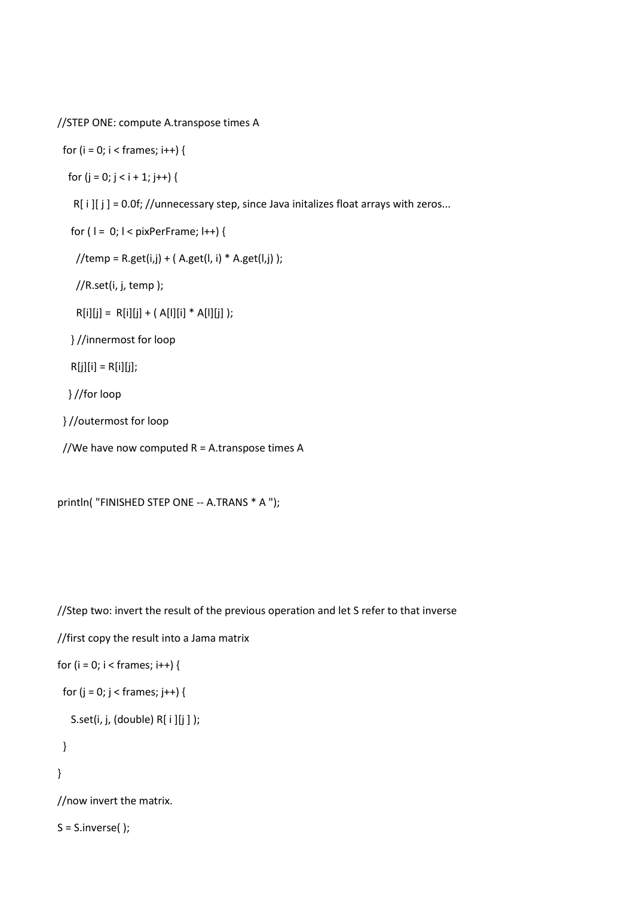```
//STEP ONE: compute A.transpose times A
  for (i = 0; i < frames; i++) {
    for (j = 0; j < i + 1; j++) {
      R[ i ][ j ] = 0.0f; //unnecessary step, since Java initalizes float arrays with zeros...
      for ( l =  0; l < pixPerFrame; l++) {
        //temp = R.get(i,j) + ( A.get(l, i) * A.get(l,j) );
        //R.set(i, j, temp );
        R[i][j] =  R[i][j] + ( A[l][i] * A[l][j] );
      } //innermost for loop
      R[j][i] = R[i][j];
    } //for loop
  } //outermost for loop
  //We have now computed R = A.transpose times A

println( "FINISHED STEP ONE -- A.TRANS * A ");

//Step two: invert the result of the previous operation and let S refer to that inverse
//first copy the result into a Jama matrix
for (i = 0; i < frames; i++) {
  for (j = 0; j < frames; j++) {
    S.set(i, j, (double) R[ i ][j ] );
  }
}
//now invert the matrix.
S = S.inverse( );
```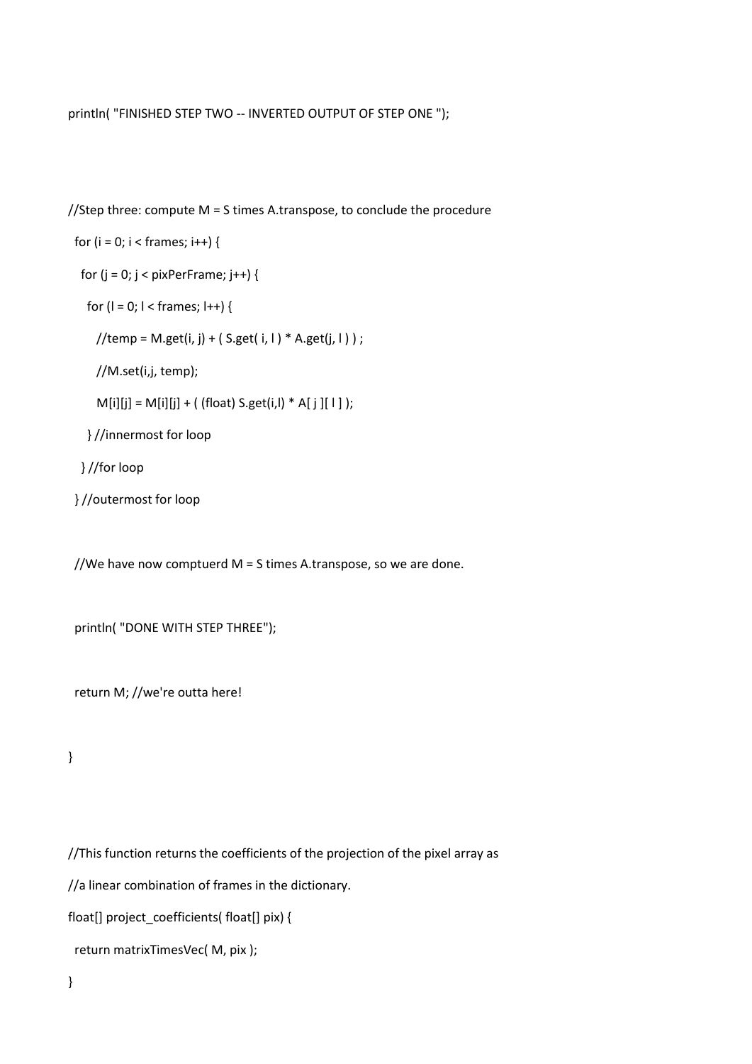```
println( "FINISHED STEP TWO -- INVERTED OUTPUT OF STEP ONE ");


//Step three: compute M = S times A.transpose, to conclude the procedure
  for (i = 0; i < frames; i++) {
    for (j = 0; j < pixPerFrame; j++) {
      for (l = 0; l < frames; l++) {
        //temp = M.get(i, j) + ( S.get( i, l ) * A.get(j, l ) ) ;
        //M.set(i,j, temp);
        M[i][j] = M[i][j] + ( (float) S.get(i,l) * A[ j ][ l ] );
      } //innermost for loop
    } //for loop
  } //outermost for loop


  //We have now comptuerd M = S times A.transpose, so we are done.


  println( "DONE WITH STEP THREE");


  return M; //we're outta here!


}



//This function returns the coefficients of the projection of the pixel array as
//a linear combination of frames in the dictionary.
float[] project_coefficients( float[] pix) {
  return matrixTimesVec( M, pix );
}
```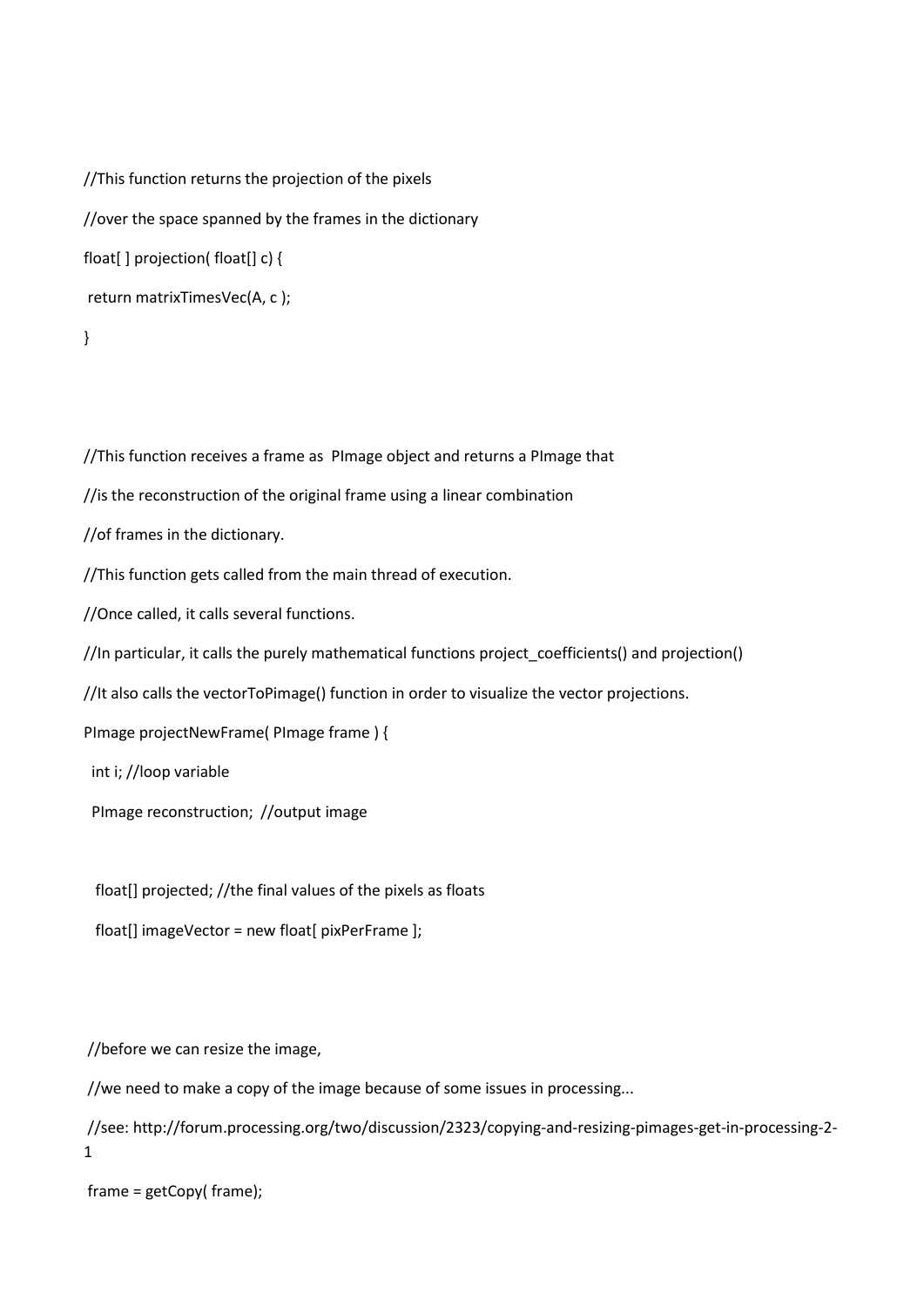```
//This function returns the projection of the pixels
//over the space spanned by the frames in the dictionary
float[ ] projection( float[] c) {
 return matrixTimesVec(A, c );
}



//This function receives a frame as  PImage object and returns a PImage that
//is the reconstruction of the original frame using a linear combination
//of frames in the dictionary.
//This function gets called from the main thread of execution.
//Once called, it calls several functions.
//In particular, it calls the purely mathematical functions project_coefficients() and projection()
//It also calls the vectorToPimage() function in order to visualize the vector projections.
PImage projectNewFrame( PImage frame ) {
  int i; //loop variable
  PImage reconstruction;  //output image

   float[] projected; //the final values of the pixels as floats
   float[] imageVector = new float[ pixPerFrame ];



 //before we can resize the image,
 //we need to make a copy of the image because of some issues in processing...
 //see: http://forum.processing.org/two/discussion/2323/copying-and-resizing-pimages-get-in-processing-2-1
 frame = getCopy( frame);
```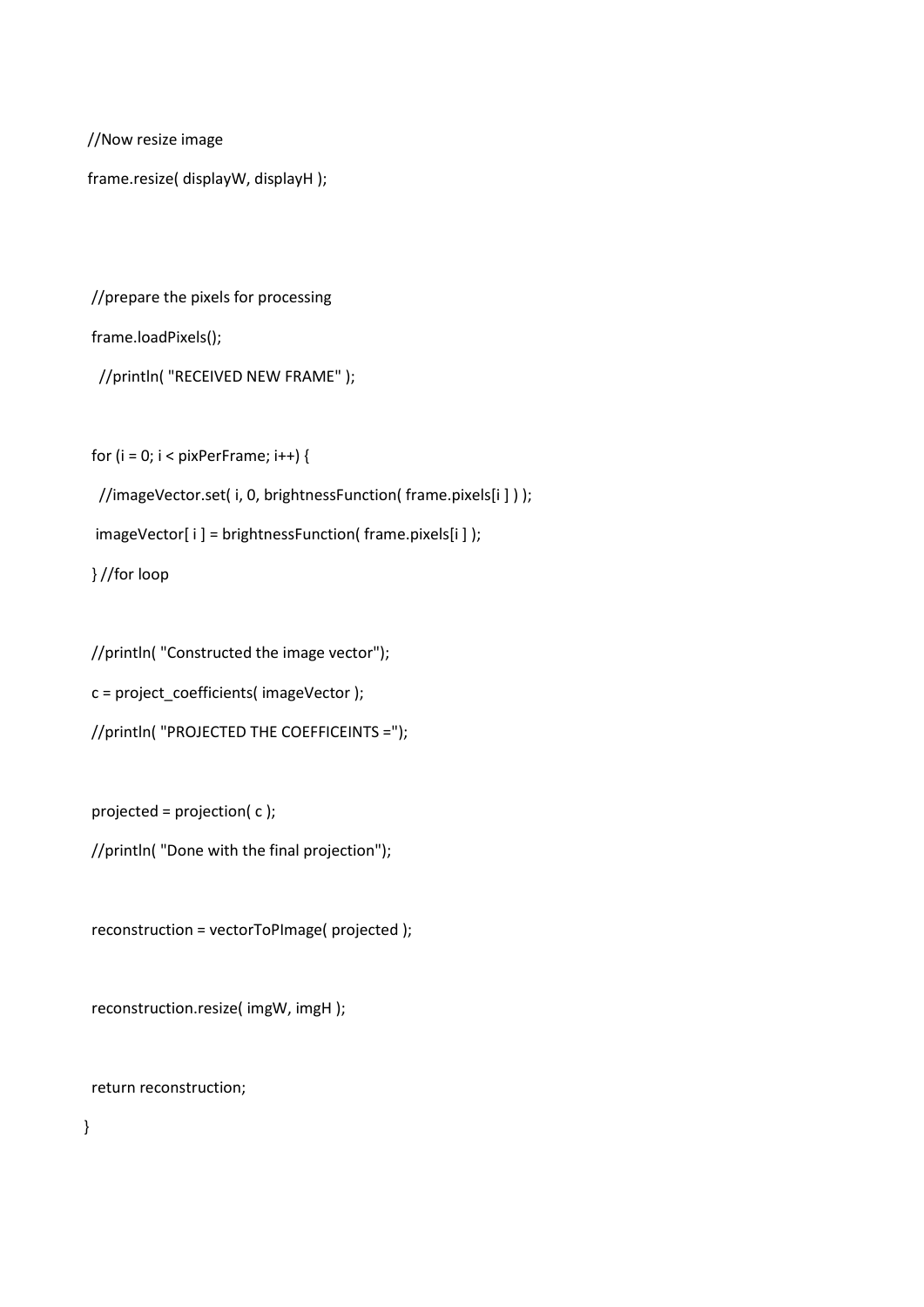```
//Now resize image
frame.resize( displayW, displayH );



 //prepare the pixels for processing
 frame.loadPixels();
   //println( "RECEIVED NEW FRAME" );


 for (i = 0; i < pixPerFrame; i++) {
   //imageVector.set( i, 0, brightnessFunction( frame.pixels[i ] ) );
  imageVector[ i ] = brightnessFunction( frame.pixels[i ] );
 } //for loop


 //println( "Constructed the image vector");
 c = project_coefficients( imageVector );
 //println( "PROJECTED THE COEFFICEINTS =");


 projected = projection( c );
 //println( "Done with the final projection");


 reconstruction = vectorToPImage( projected );


 reconstruction.resize( imgW, imgH );


 return reconstruction;
}
```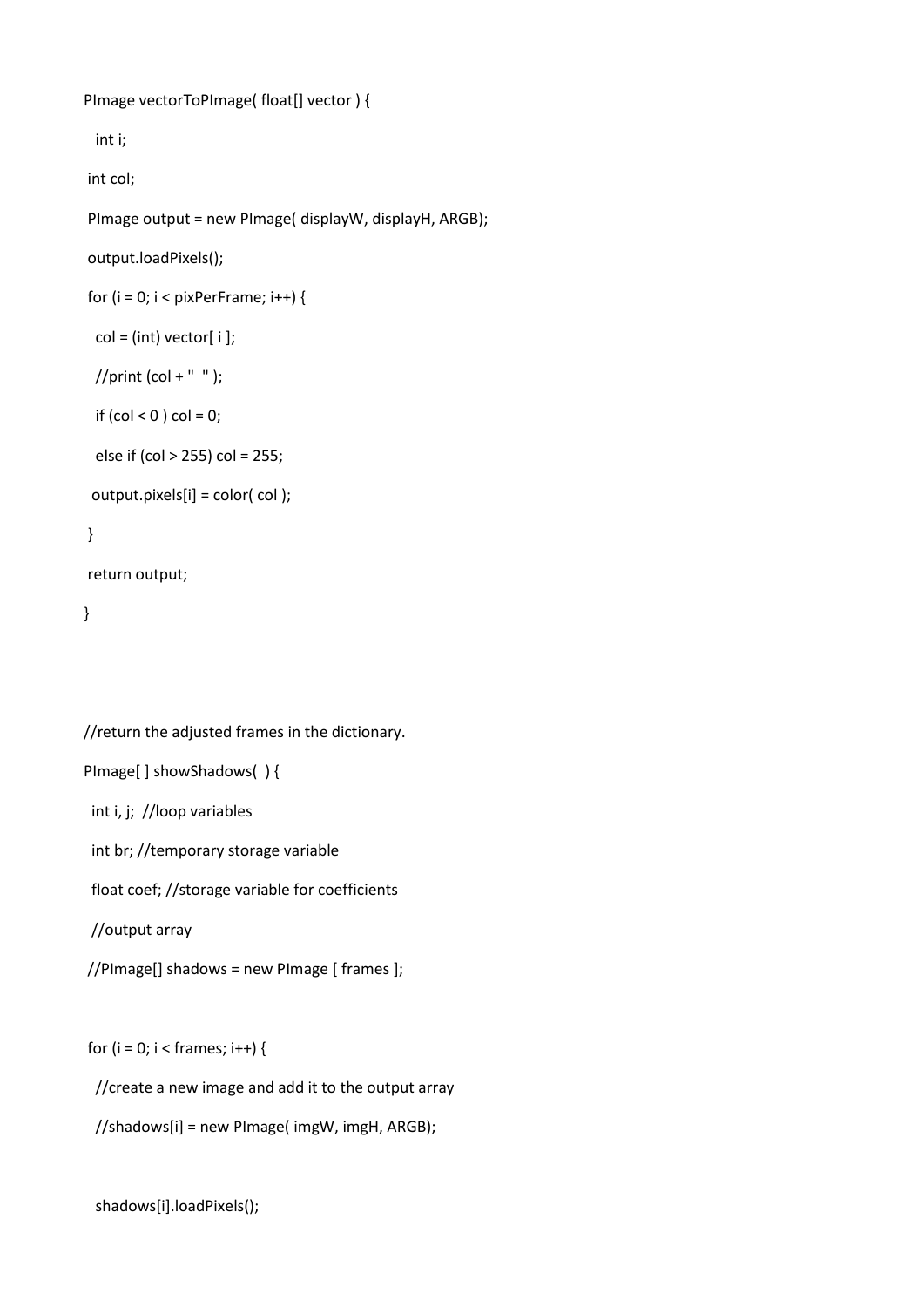```
PImage vectorToPImage( float[] vector ) {
  int i;
 int col;
 PImage output = new PImage( displayW, displayH, ARGB);
 output.loadPixels();
 for (i = 0; i < pixPerFrame; i++) {
  col = (int) vector[ i ];
  //print (col + "  " );
  if (col < 0 ) col = 0;
  else if (col > 255) col = 255;
 output.pixels[i] = color( col );
 }
 return output;
}



//return the adjusted frames in the dictionary.
PImage[ ] showShadows(  ) {
 int i, j;  //loop variables
 int br; //temporary storage variable
 float coef; //storage variable for coefficients
 //output array
 //PImage[] shadows = new PImage [ frames ];

 for (i = 0; i < frames; i++) {
  //create a new image and add it to the output array
  //shadows[i] = new PImage( imgW, imgH, ARGB);

  shadows[i].loadPixels();
```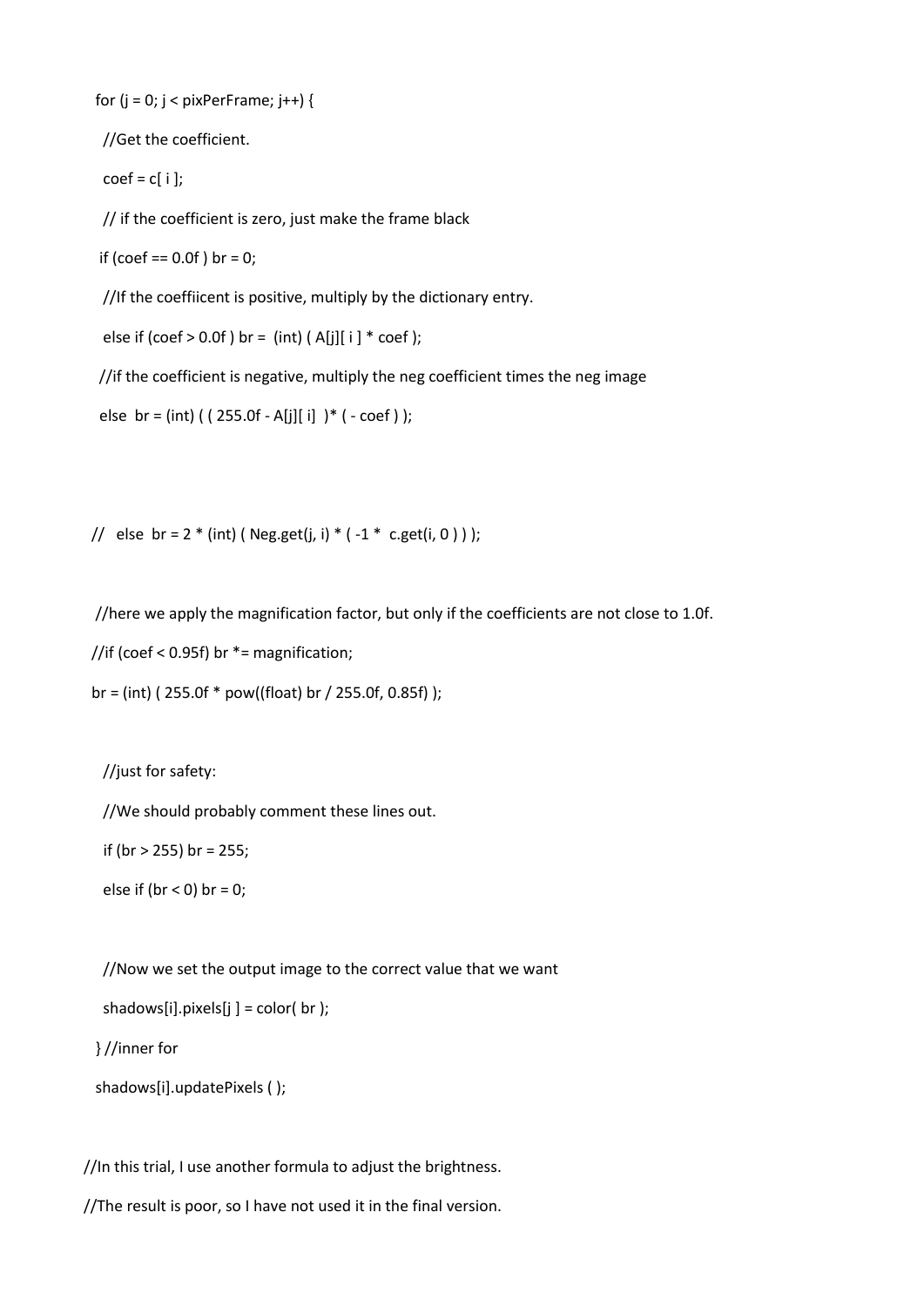```
for (j = 0; j < pixPerFrame; j++) {

  //Get the coefficient.

  coef = c[ i ];

  // if the coefficient is zero, just make the frame black

 if (coef == 0.0f ) br = 0;

  //If the coeffiicent is positive, multiply by the dictionary entry.

  else if (coef > 0.0f ) br =  (int) ( A[j][ i ] * coef );

 //if the coefficient is negative, multiply the neg coefficient times the neg image

 else  br = (int) ( ( 255.0f - A[j][ i]  )* ( - coef ) );



//   else  br = 2 * (int) ( Neg.get(j, i) * ( -1 *  c.get(i, 0 ) ) );


 //here we apply the magnification factor, but only if the coefficients are not close to 1.0f.

//if (coef < 0.95f) br *= magnification;

br = (int) ( 255.0f * pow((float) br / 255.0f, 0.85f) );


  //just for safety:

  //We should probably comment these lines out.

  if (br > 255) br = 255;

  else if (br < 0) br = 0;


  //Now we set the output image to the correct value that we want

  shadows[i].pixels[j ] = color( br );

 } //inner for

 shadows[i].updatePixels ( );


//In this trial, I use another formula to adjust the brightness.

//The result is poor, so I have not used it in the final version.
```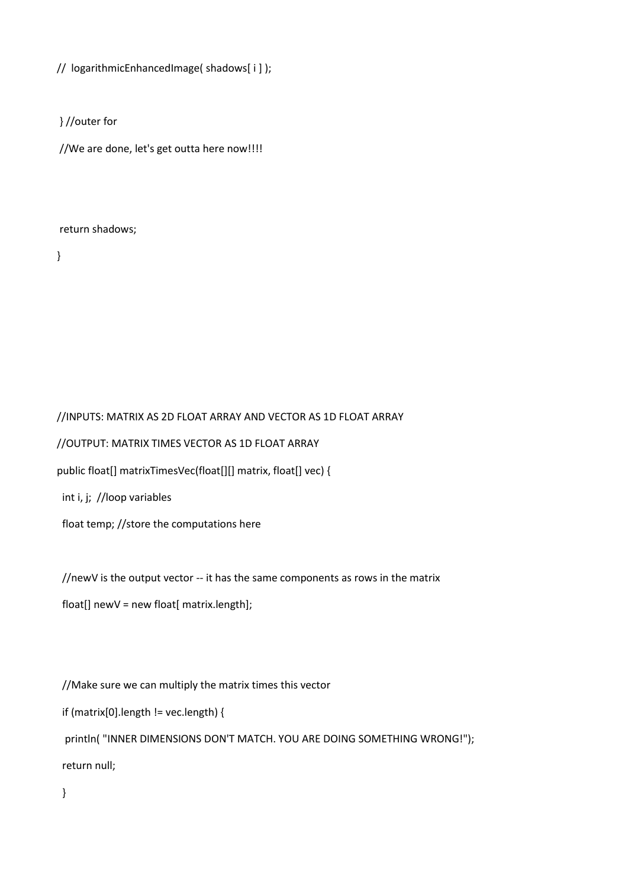```
//  logarithmicEnhancedImage( shadows[ i ] );

 } //outer for

 //We are done, let's get outta here now!!!!

 return shadows;

}

//INPUTS: MATRIX AS 2D FLOAT ARRAY AND VECTOR AS 1D FLOAT ARRAY

//OUTPUT: MATRIX TIMES VECTOR AS 1D FLOAT ARRAY

public float[] matrixTimesVec(float[][] matrix, float[] vec) {

  int i, j;  //loop variables

  float temp; //store the computations here

  //newV is the output vector -- it has the same components as rows in the matrix

  float[] newV = new float[ matrix.length];

  //Make sure we can multiply the matrix times this vector

  if (matrix[0].length != vec.length) {

   println( "INNER DIMENSIONS DON'T MATCH. YOU ARE DOING SOMETHING WRONG!");

  return null;

  }
```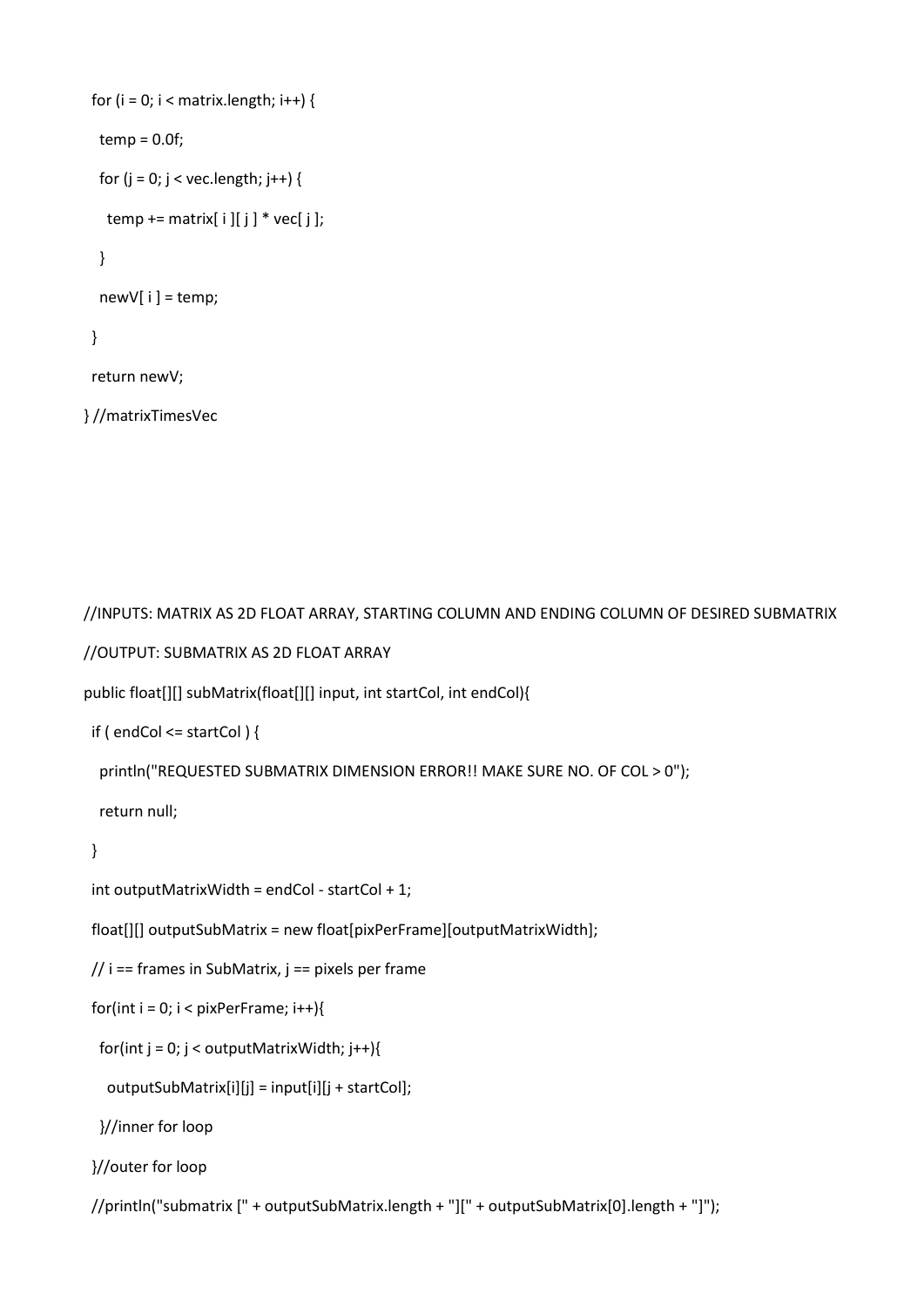```
  for (i = 0; i < matrix.length; i++) {
    temp = 0.0f;
    for (j = 0; j < vec.length; j++) {
      temp += matrix[ i ][ j ] * vec[ j ];
    }
    newV[ i ] = temp;
  }
  return newV;
} //matrixTimesVec




//INPUTS: MATRIX AS 2D FLOAT ARRAY, STARTING COLUMN AND ENDING COLUMN OF DESIRED SUBMATRIX
//OUTPUT: SUBMATRIX AS 2D FLOAT ARRAY
public float[][] subMatrix(float[][] input, int startCol, int endCol){
  if ( endCol <= startCol ) {
    println("REQUESTED SUBMATRIX DIMENSION ERROR!! MAKE SURE NO. OF COL > 0");
    return null;
  }
  int outputMatrixWidth = endCol - startCol + 1;
  float[][] outputSubMatrix = new float[pixPerFrame][outputMatrixWidth];
  // i == frames in SubMatrix, j == pixels per frame
  for(int i = 0; i < pixPerFrame; i++){
    for(int j = 0; j < outputMatrixWidth; j++){
      outputSubMatrix[i][j] = input[i][j + startCol];
    }//inner for loop
  }//outer for loop
  //println("submatrix [" + outputSubMatrix.length + "][" + outputSubMatrix[0].length + "]");
```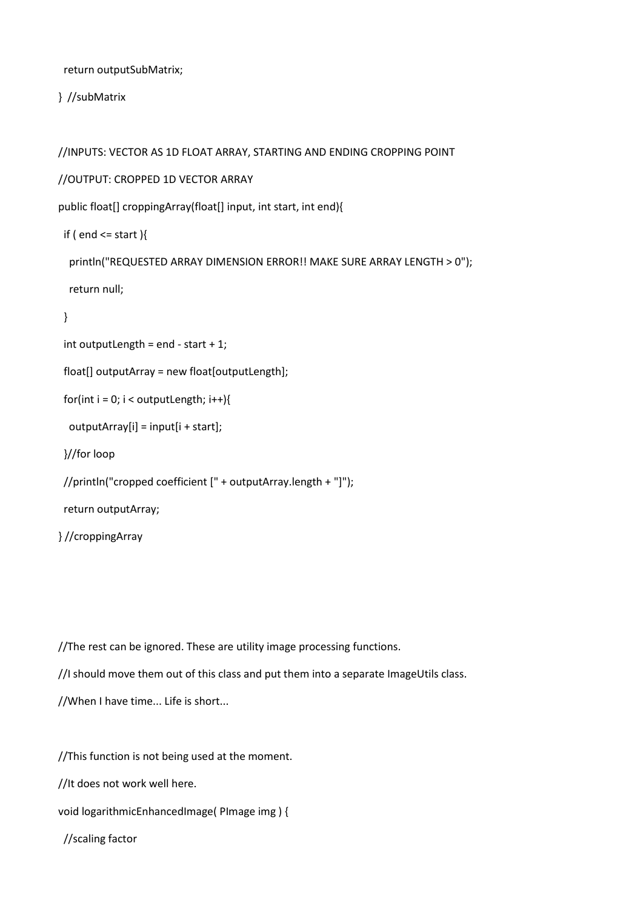```
  return outputSubMatrix;

}  //subMatrix


//INPUTS: VECTOR AS 1D FLOAT ARRAY, STARTING AND ENDING CROPPING POINT

//OUTPUT: CROPPED 1D VECTOR ARRAY

public float[] croppingArray(float[] input, int start, int end){

  if ( end <= start ){

    println("REQUESTED ARRAY DIMENSION ERROR!! MAKE SURE ARRAY LENGTH > 0");

    return null;

  }

  int outputLength = end - start + 1;

  float[] outputArray = new float[outputLength];

  for(int i = 0; i < outputLength; i++){

    outputArray[i] = input[i + start];

  }//for loop

  //println("cropped coefficient [" + outputArray.length + "]");

  return outputArray;

} //croppingArray




//The rest can be ignored. These are utility image processing functions.

//I should move them out of this class and put them into a separate ImageUtils class.

//When I have time... Life is short...


//This function is not being used at the moment.

//It does not work well here.

void logarithmicEnhancedImage( PImage img ) {

  //scaling factor
```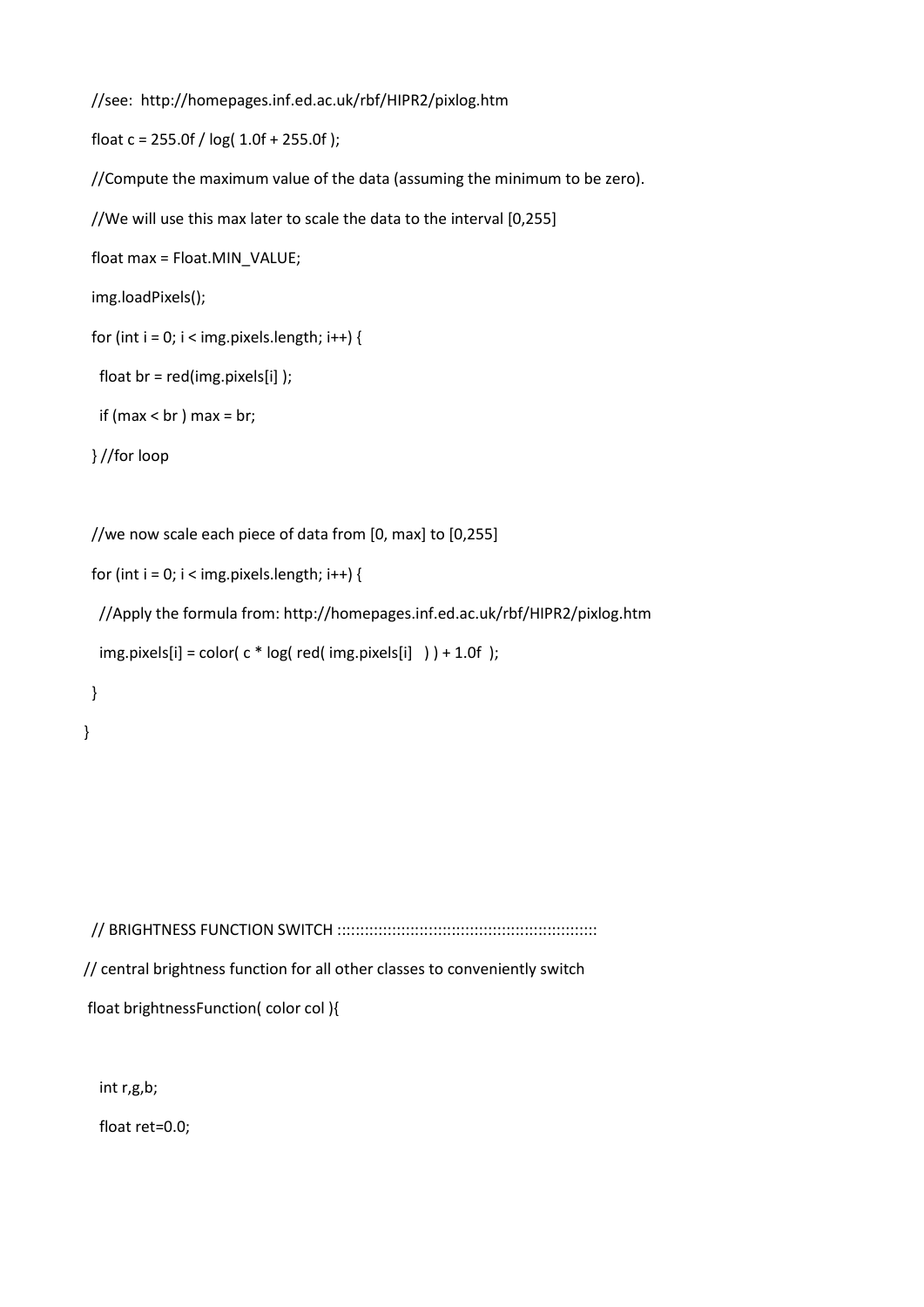```
  //see:  http://homepages.inf.ed.ac.uk/rbf/HIPR2/pixlog.htm

  float c = 255.0f / log( 1.0f + 255.0f );

  //Compute the maximum value of the data (assuming the minimum to be zero).

  //We will use this max later to scale the data to the interval [0,255]

  float max = Float.MIN_VALUE;

  img.loadPixels();

  for (int i = 0; i < img.pixels.length; i++) {

    float br = red(img.pixels[i] );

    if (max < br ) max = br;

  } //for loop


  //we now scale each piece of data from [0, max] to [0,255]

  for (int i = 0; i < img.pixels.length; i++) {

    //Apply the formula from: http://homepages.inf.ed.ac.uk/rbf/HIPR2/pixlog.htm

    img.pixels[i] = color( c * log( red( img.pixels[i]   ) ) + 1.0f  );

  }

}





  // BRIGHTNESS FUNCTION SWITCH ::::::::::::::::::::::::::::::::::::::::::::::::::::::::::::

// central brightness function for all other classes to conveniently switch

 float brightnessFunction( color col ){


    int r,g,b;

    float ret=0.0;
```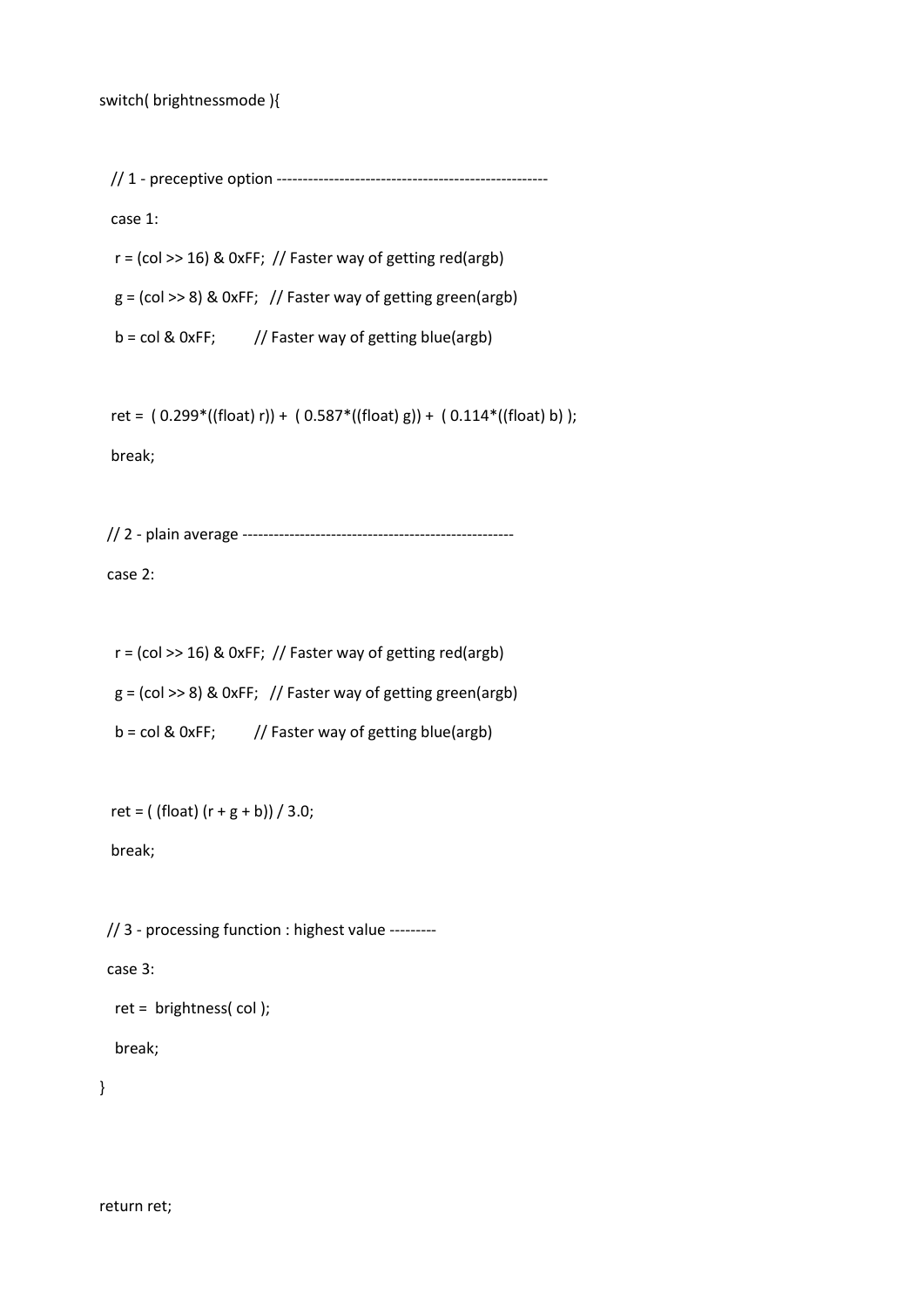```
switch( brightnessmode ){

  // 1 - preceptive option ----------------------------------------------------
  case 1:
   r = (col >> 16) & 0xFF;  // Faster way of getting red(argb)
   g = (col >> 8) & 0xFF;   // Faster way of getting green(argb)
   b = col & 0xFF;          // Faster way of getting blue(argb)

  ret =  ( 0.299*((float) r)) +  ( 0.587*((float) g)) +  ( 0.114*((float) b) );
  break;

 // 2 - plain average ----------------------------------------------------
 case 2:

   r = (col >> 16) & 0xFF;  // Faster way of getting red(argb)
   g = (col >> 8) & 0xFF;   // Faster way of getting green(argb)
   b = col & 0xFF;          // Faster way of getting blue(argb)

  ret = ( (float) (r + g + b)) / 3.0;
  break;

 // 3 - processing function : highest value ---------
 case 3:
   ret =  brightness( col );
   break;
}


return ret;
```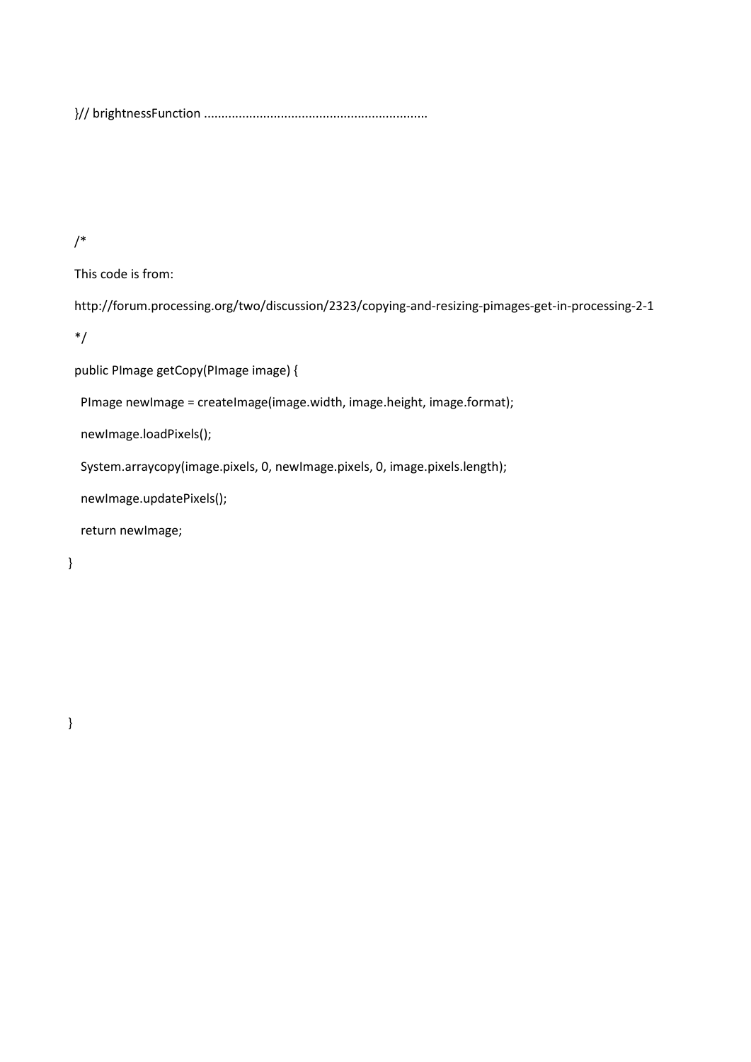```
 }// brightnessFunction ................................................................



 /*
 This code is from:
 http://forum.processing.org/two/discussion/2323/copying-and-resizing-pimages-get-in-processing-2-1
 */
 public PImage getCopy(PImage image) {
   PImage newImage = createImage(image.width, image.height, image.format);
   newImage.loadPixels();
   System.arraycopy(image.pixels, 0, newImage.pixels, 0, image.pixels.length);
   newImage.updatePixels();
   return newImage;
}



}
```